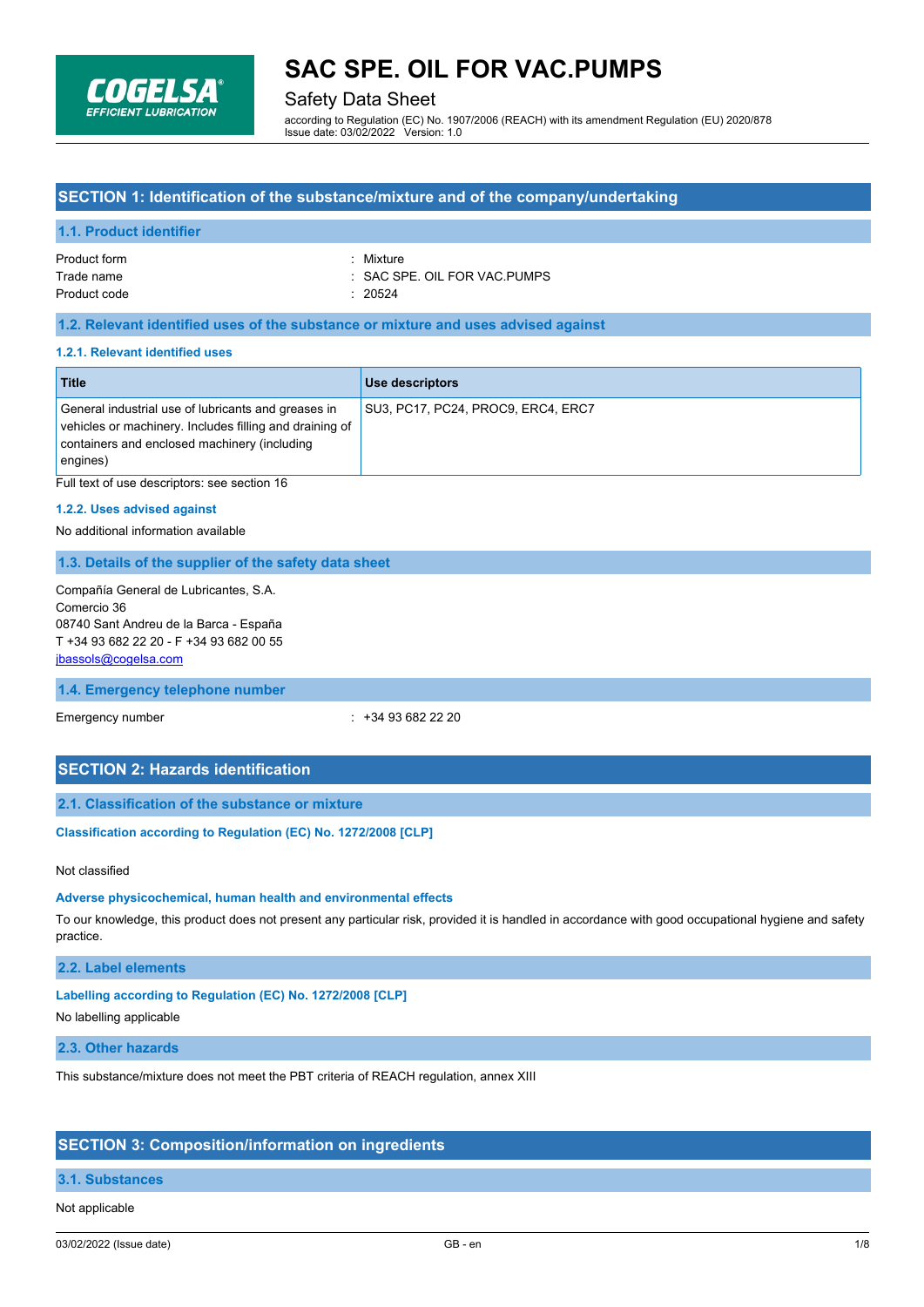# SAC SPE. OIL FOR VAC.PUMPS

Safety Data Sheet

according to Regulation (EC) No. 1907/2006 (REACH) with its amendment Regulation (EU) 2020/878
Issue date: 03/02/2022 Version: 1.0

## SECTION 1: Identification of the substance/mixture and of the company/undertaking

### 1.1. Product identifier

Product form : Mixture
Trade name : SAC SPE. OIL FOR VAC.PUMPS
Product code : 20524

### 1.2. Relevant identified uses of the substance or mixture and uses advised against

#### 1.2.1. Relevant identified uses

| Title | Use descriptors |
|---|---|
| General industrial use of lubricants and greases in vehicles or machinery. Includes filling and draining of containers and enclosed machinery (including engines) | SU3, PC17, PC24, PROC9, ERC4, ERC7 |

Full text of use descriptors: see section 16

#### 1.2.2. Uses advised against

No additional information available

### 1.3. Details of the supplier of the safety data sheet

Compañía General de Lubricantes, S.A.
Comercio 36
08740 Sant Andreu de la Barca - España
T +34 93 682 22 20 - F +34 93 682 00 55
jbassols@cogelsa.com

### 1.4. Emergency telephone number

Emergency number : +34 93 682 22 20

## SECTION 2: Hazards identification

### 2.1. Classification of the substance or mixture

#### Classification according to Regulation (EC) No. 1272/2008 [CLP]

Not classified

#### Adverse physicochemical, human health and environmental effects

To our knowledge, this product does not present any particular risk, provided it is handled in accordance with good occupational hygiene and safety practice.

### 2.2. Label elements

#### Labelling according to Regulation (EC) No. 1272/2008 [CLP]

No labelling applicable

### 2.3. Other hazards

This substance/mixture does not meet the PBT criteria of REACH regulation, annex XIII

## SECTION 3: Composition/information on ingredients

### 3.1. Substances

Not applicable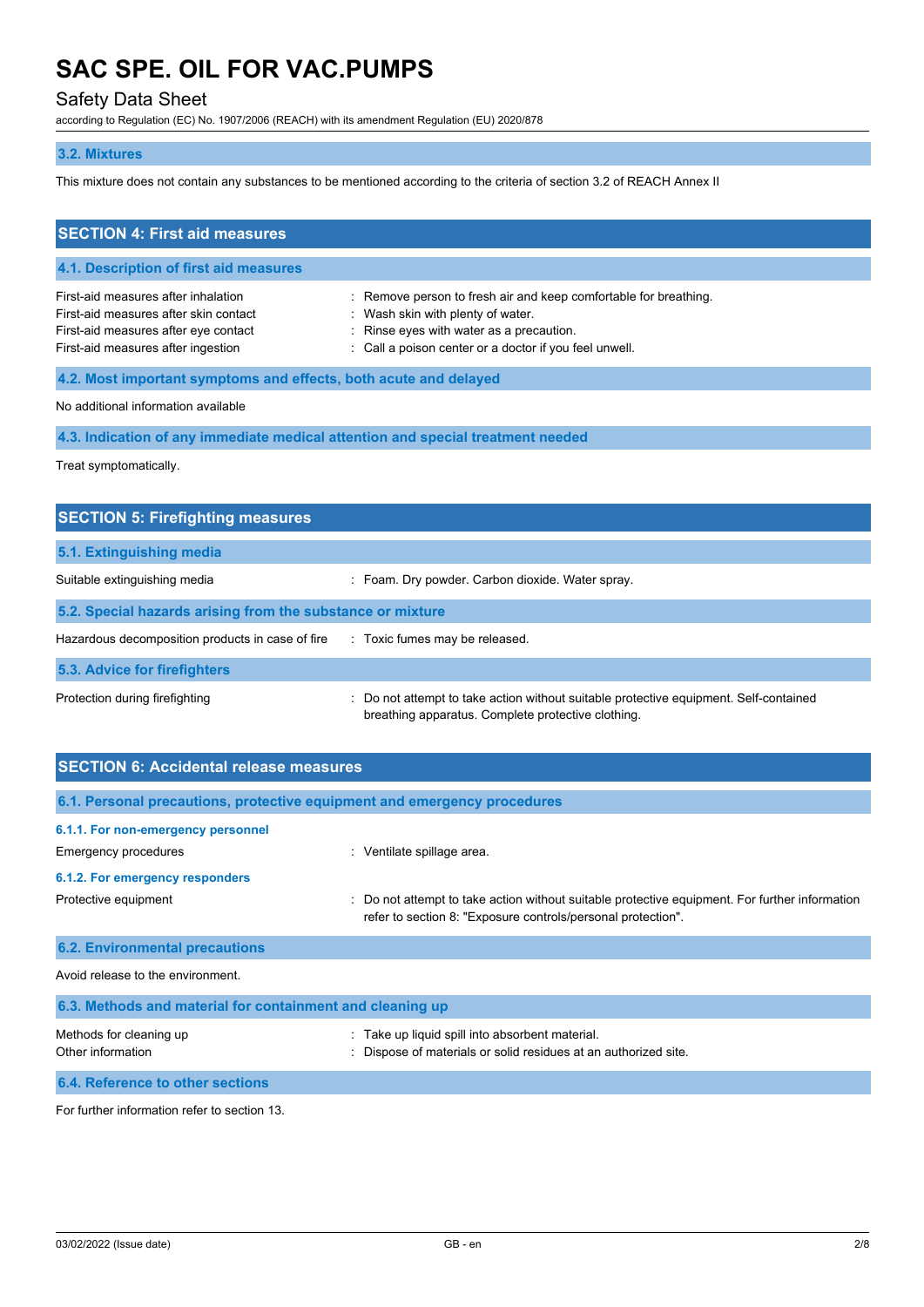### 3.2. Mixtures

This mixture does not contain any substances to be mentioned according to the criteria of section 3.2 of REACH Annex II

## SECTION 4: First aid measures

### 4.1. Description of first aid measures

| | |
|---|---|
| First-aid measures after inhalation | : Remove person to fresh air and keep comfortable for breathing. |
| First-aid measures after skin contact | : Wash skin with plenty of water. |
| First-aid measures after eye contact | : Rinse eyes with water as a precaution. |
| First-aid measures after ingestion | : Call a poison center or a doctor if you feel unwell. |

### 4.2. Most important symptoms and effects, both acute and delayed

No additional information available

### 4.3. Indication of any immediate medical attention and special treatment needed

Treat symptomatically.

## SECTION 5: Firefighting measures

### 5.1. Extinguishing media

| | |
|---|---|
| Suitable extinguishing media | : Foam. Dry powder. Carbon dioxide. Water spray. |

### 5.2. Special hazards arising from the substance or mixture

| | |
|---|---|
| Hazardous decomposition products in case of fire | : Toxic fumes may be released. |

### 5.3. Advice for firefighters

| | |
|---|---|
| Protection during firefighting | : Do not attempt to take action without suitable protective equipment. Self-contained breathing apparatus. Complete protective clothing. |

## SECTION 6: Accidental release measures

### 6.1. Personal precautions, protective equipment and emergency procedures

#### 6.1.1. For non-emergency personnel

| | |
|---|---|
| Emergency procedures | : Ventilate spillage area. |

#### 6.1.2. For emergency responders

| | |
|---|---|
| Protective equipment | : Do not attempt to take action without suitable protective equipment. For further information refer to section 8: "Exposure controls/personal protection". |

### 6.2. Environmental precautions

Avoid release to the environment.

### 6.3. Methods and material for containment and cleaning up

| | |
|---|---|
| Methods for cleaning up | : Take up liquid spill into absorbent material. |
| Other information | : Dispose of materials or solid residues at an authorized site. |

### 6.4. Reference to other sections

For further information refer to section 13.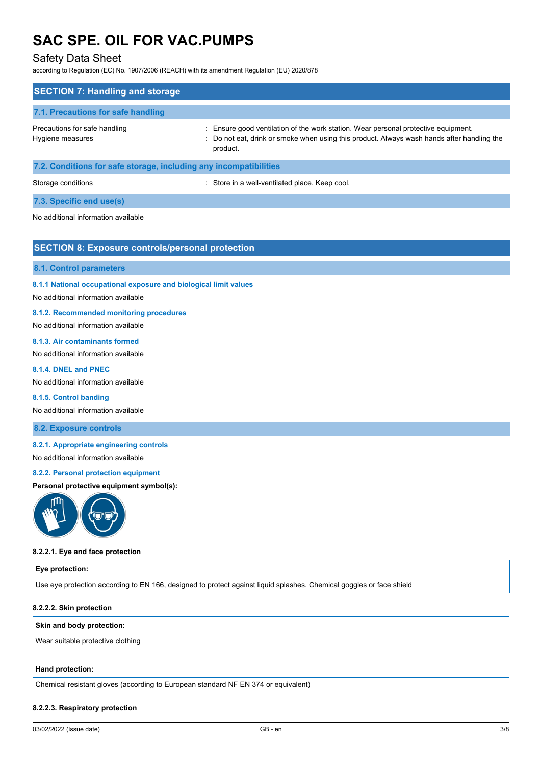## SECTION 7: Handling and storage

### 7.1. Precautions for safe handling

| | |
|---|---|
| Precautions for safe handling | : Ensure good ventilation of the work station. Wear personal protective equipment. |
| Hygiene measures | : Do not eat, drink or smoke when using this product. Always wash hands after handling the product. |

### 7.2. Conditions for safe storage, including any incompatibilities

| | |
|---|---|
| Storage conditions | : Store in a well-ventilated place. Keep cool. |

### 7.3. Specific end use(s)

No additional information available

## SECTION 8: Exposure controls/personal protection

### 8.1. Control parameters

#### 8.1.1 National occupational exposure and biological limit values

No additional information available

#### 8.1.2. Recommended monitoring procedures

No additional information available

#### 8.1.3. Air contaminants formed

No additional information available

#### 8.1.4. DNEL and PNEC

No additional information available

#### 8.1.5. Control banding

No additional information available

### 8.2. Exposure controls

#### 8.2.1. Appropriate engineering controls

No additional information available

#### 8.2.2. Personal protection equipment

**Personal protective equipment symbol(s):**

**8.2.2.1. Eye and face protection**

| Eye protection: |
|---|
| Use eye protection according to EN 166, designed to protect against liquid splashes. Chemical goggles or face shield |

**8.2.2.2. Skin protection**

| Skin and body protection: |
|---|
| Wear suitable protective clothing |

| Hand protection: |
|---|
| Chemical resistant gloves (according to European standard NF EN 374 or equivalent) |

**8.2.2.3. Respiratory protection**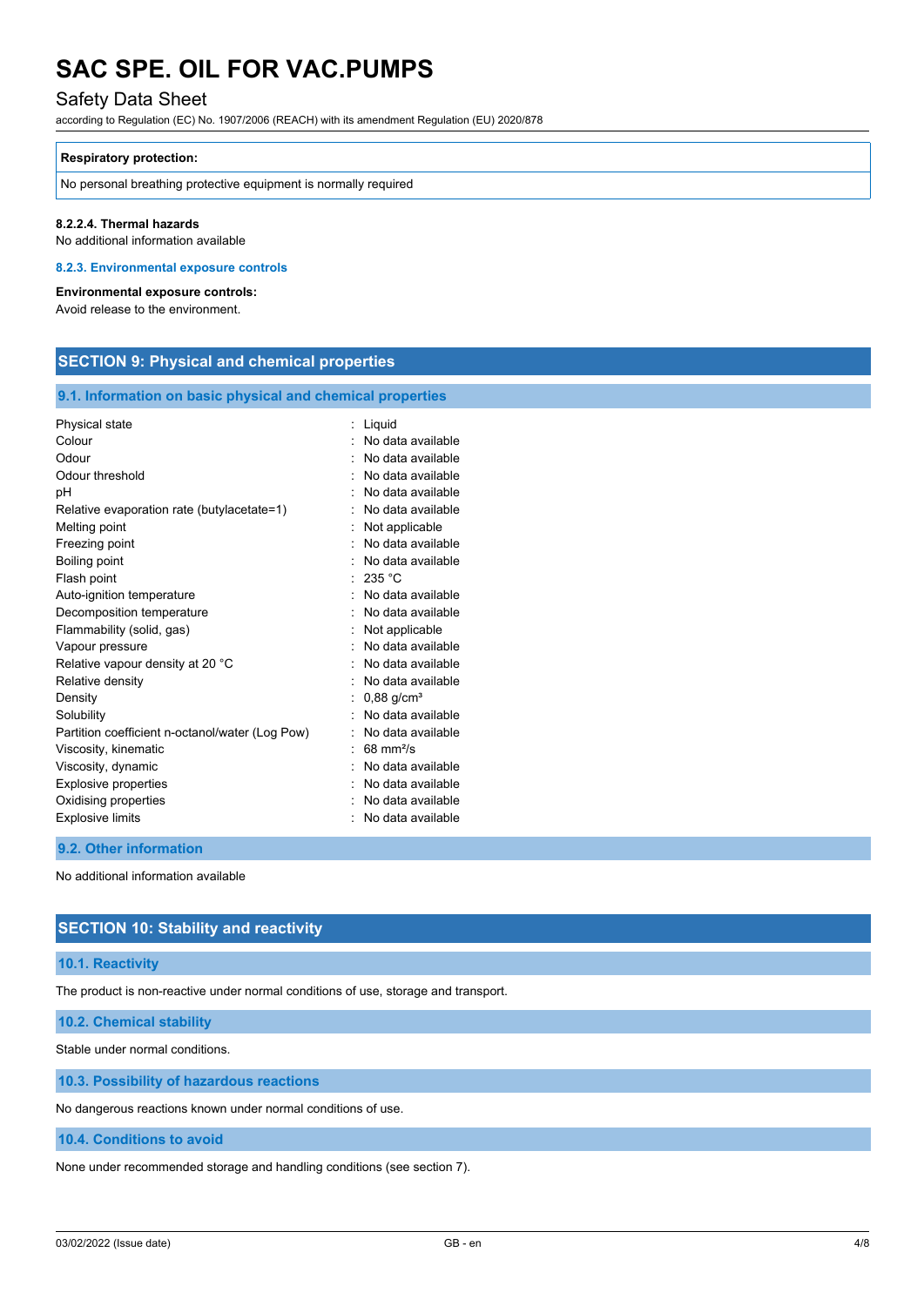| Respiratory protection: |
| --- |
| No personal breathing protective equipment is normally required |

#### 8.2.2.4. Thermal hazards

No additional information available

#### 8.2.3. Environmental exposure controls

**Environmental exposure controls:**

Avoid release to the environment.

## SECTION 9: Physical and chemical properties

### 9.1. Information on basic physical and chemical properties

| Property | Value |
| --- | --- |
| Physical state | Liquid |
| Colour | No data available |
| Odour | No data available |
| Odour threshold | No data available |
| pH | No data available |
| Relative evaporation rate (butylacetate=1) | No data available |
| Melting point | Not applicable |
| Freezing point | No data available |
| Boiling point | No data available |
| Flash point | 235 °C |
| Auto-ignition temperature | No data available |
| Decomposition temperature | No data available |
| Flammability (solid, gas) | Not applicable |
| Vapour pressure | No data available |
| Relative vapour density at 20 °C | No data available |
| Relative density | No data available |
| Density | 0,88 g/cm³ |
| Solubility | No data available |
| Partition coefficient n-octanol/water (Log Pow) | No data available |
| Viscosity, kinematic | 68 mm²/s |
| Viscosity, dynamic | No data available |
| Explosive properties | No data available |
| Oxidising properties | No data available |
| Explosive limits | No data available |

### 9.2. Other information

No additional information available

## SECTION 10: Stability and reactivity

### 10.1. Reactivity

The product is non-reactive under normal conditions of use, storage and transport.

### 10.2. Chemical stability

Stable under normal conditions.

### 10.3. Possibility of hazardous reactions

No dangerous reactions known under normal conditions of use.

### 10.4. Conditions to avoid

None under recommended storage and handling conditions (see section 7).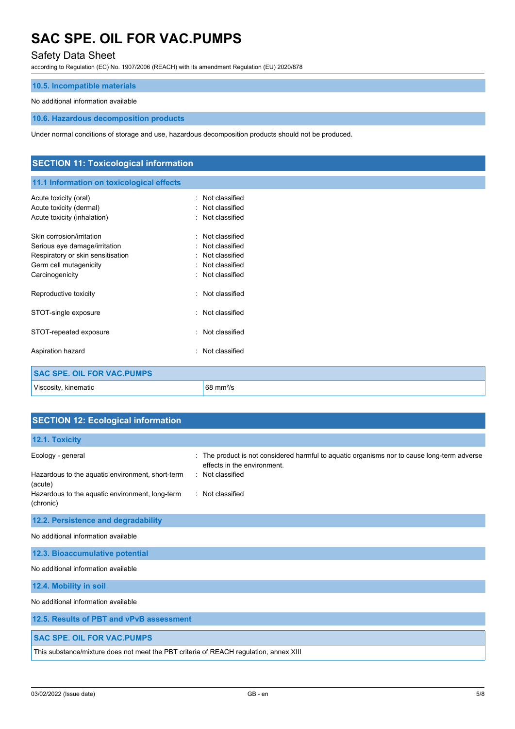### 10.5. Incompatible materials

No additional information available

### 10.6. Hazardous decomposition products

Under normal conditions of storage and use, hazardous decomposition products should not be produced.

## SECTION 11: Toxicological information

### 11.1 Information on toxicological effects

Acute toxicity (oral) : Not classified
Acute toxicity (dermal) : Not classified
Acute toxicity (inhalation) : Not classified

Skin corrosion/irritation : Not classified
Serious eye damage/irritation : Not classified
Respiratory or skin sensitisation : Not classified
Germ cell mutagenicity : Not classified
Carcinogenicity : Not classified

Reproductive toxicity : Not classified

STOT-single exposure : Not classified

STOT-repeated exposure : Not classified

Aspiration hazard : Not classified

| SAC SPE. OIL FOR VAC.PUMPS | |
|---|---|
| Viscosity, kinematic | 68 $mm^2/s$ |

## SECTION 12: Ecological information

### 12.1. Toxicity

Ecology - general : The product is not considered harmful to aquatic organisms nor to cause long-term adverse effects in the environment.
Hazardous to the aquatic environment, short-term (acute) : Not classified
Hazardous to the aquatic environment, long-term (chronic) : Not classified

### 12.2. Persistence and degradability

No additional information available

### 12.3. Bioaccumulative potential

No additional information available

### 12.4. Mobility in soil

No additional information available

### 12.5. Results of PBT and vPvB assessment

| SAC SPE. OIL FOR VAC.PUMPS |
|---|
| This substance/mixture does not meet the PBT criteria of REACH regulation, annex XIII |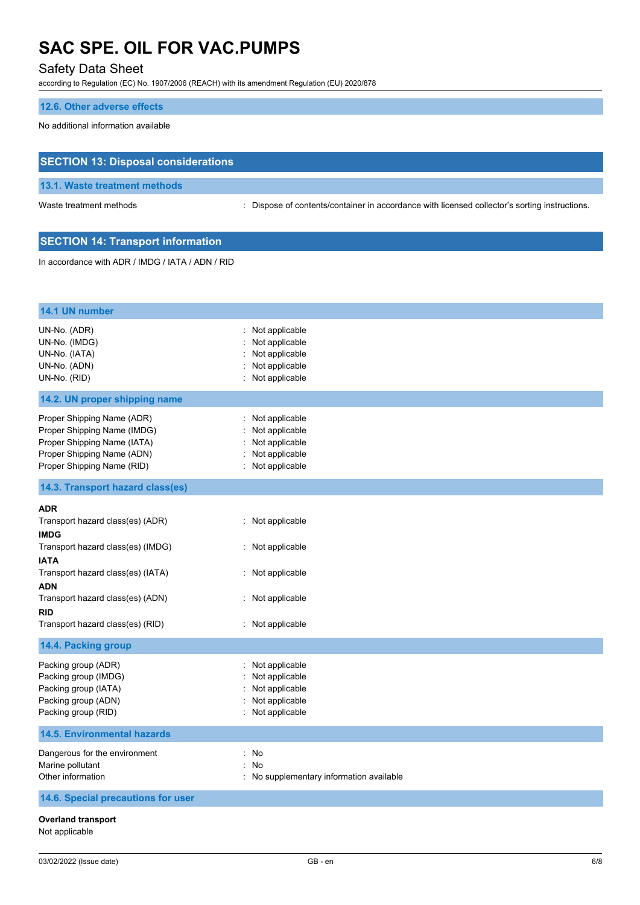### 12.6. Other adverse effects

No additional information available

## SECTION 13: Disposal considerations

### 13.1. Waste treatment methods

| | |
|---|---|
| Waste treatment methods | : Dispose of contents/container in accordance with licensed collector's sorting instructions. |

## SECTION 14: Transport information

In accordance with ADR / IMDG / IATA / ADN / RID

### 14.1 UN number

| | |
|---|---|
| UN-No. (ADR) | : Not applicable |
| UN-No. (IMDG) | : Not applicable |
| UN-No. (IATA) | : Not applicable |
| UN-No. (ADN) | : Not applicable |
| UN-No. (RID) | : Not applicable |

### 14.2. UN proper shipping name

| | |
|---|---|
| Proper Shipping Name (ADR) | : Not applicable |
| Proper Shipping Name (IMDG) | : Not applicable |
| Proper Shipping Name (IATA) | : Not applicable |
| Proper Shipping Name (ADN) | : Not applicable |
| Proper Shipping Name (RID) | : Not applicable |

### 14.3. Transport hazard class(es)

**ADR**

| | |
|---|---|
| Transport hazard class(es) (ADR) | : Not applicable |

**IMDG**

| | |
|---|---|
| Transport hazard class(es) (IMDG) | : Not applicable |

**IATA**

| | |
|---|---|
| Transport hazard class(es) (IATA) | : Not applicable |

**ADN**

| | |
|---|---|
| Transport hazard class(es) (ADN) | : Not applicable |

**RID**

| | |
|---|---|
| Transport hazard class(es) (RID) | : Not applicable |

### 14.4. Packing group

| | |
|---|---|
| Packing group (ADR) | : Not applicable |
| Packing group (IMDG) | : Not applicable |
| Packing group (IATA) | : Not applicable |
| Packing group (ADN) | : Not applicable |
| Packing group (RID) | : Not applicable |

### 14.5. Environmental hazards

| | |
|---|---|
| Dangerous for the environment | : No |
| Marine pollutant | : No |
| Other information | : No supplementary information available |

### 14.6. Special precautions for user

**Overland transport**

Not applicable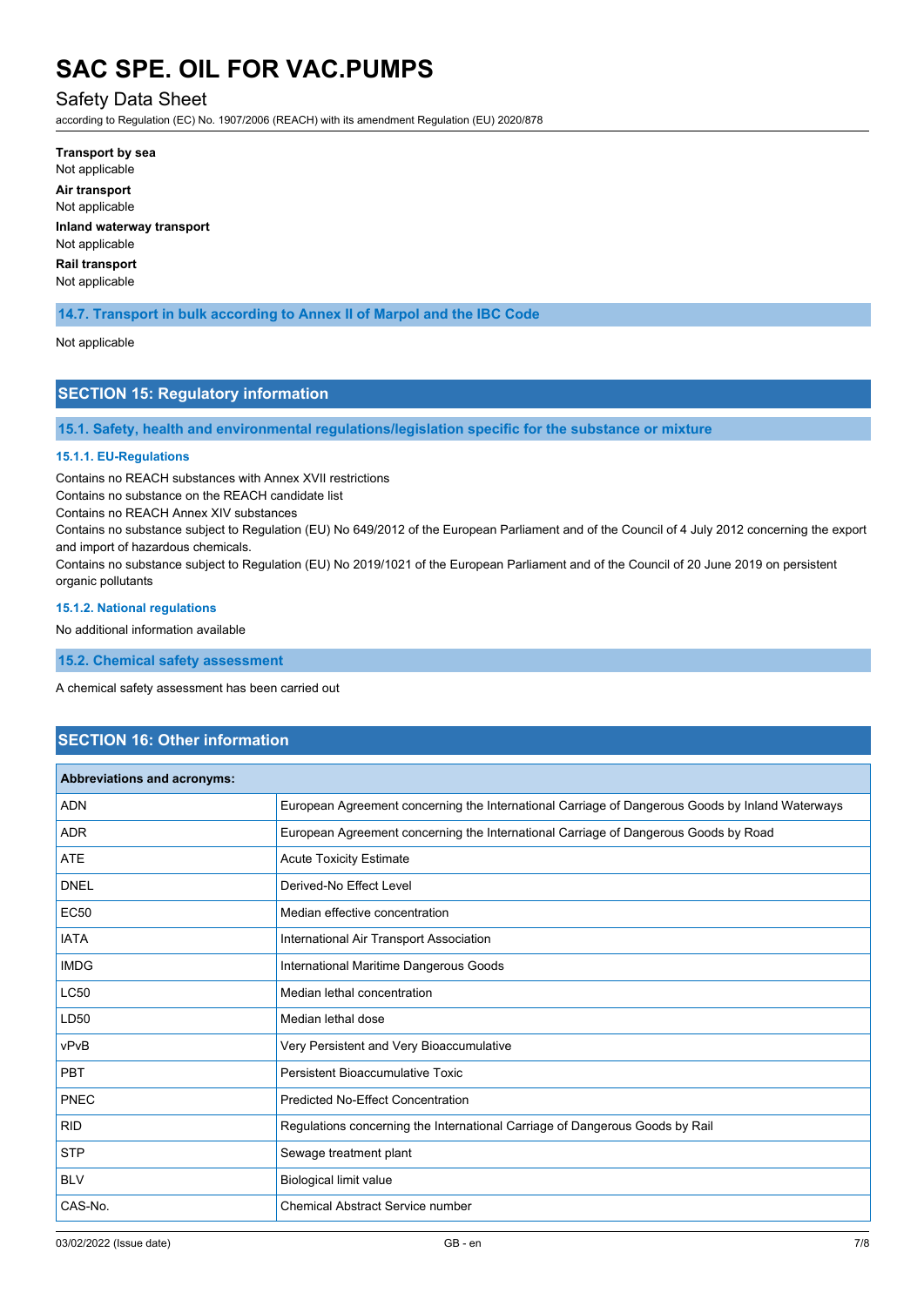**Transport by sea**

Not applicable

**Air transport**

Not applicable

**Inland waterway transport**

Not applicable

**Rail transport**

Not applicable

### 14.7. Transport in bulk according to Annex II of Marpol and the IBC Code

Not applicable

## SECTION 15: Regulatory information

### 15.1. Safety, health and environmental regulations/legislation specific for the substance or mixture

#### 15.1.1. EU-Regulations

Contains no REACH substances with Annex XVII restrictions

Contains no substance on the REACH candidate list

Contains no REACH Annex XIV substances

Contains no substance subject to Regulation (EU) No 649/2012 of the European Parliament and of the Council of 4 July 2012 concerning the export and import of hazardous chemicals.

Contains no substance subject to Regulation (EU) No 2019/1021 of the European Parliament and of the Council of 20 June 2019 on persistent organic pollutants

#### 15.1.2. National regulations

No additional information available

### 15.2. Chemical safety assessment

A chemical safety assessment has been carried out

## SECTION 16: Other information

| Abbreviations and acronyms: | |
|---|---|
| ADN | European Agreement concerning the International Carriage of Dangerous Goods by Inland Waterways |
| ADR | European Agreement concerning the International Carriage of Dangerous Goods by Road |
| ATE | Acute Toxicity Estimate |
| DNEL | Derived-No Effect Level |
| EC50 | Median effective concentration |
| IATA | International Air Transport Association |
| IMDG | International Maritime Dangerous Goods |
| LC50 | Median lethal concentration |
| LD50 | Median lethal dose |
| vPvB | Very Persistent and Very Bioaccumulative |
| PBT | Persistent Bioaccumulative Toxic |
| PNEC | Predicted No-Effect Concentration |
| RID | Regulations concerning the International Carriage of Dangerous Goods by Rail |
| STP | Sewage treatment plant |
| BLV | Biological limit value |
| CAS-No. | Chemical Abstract Service number |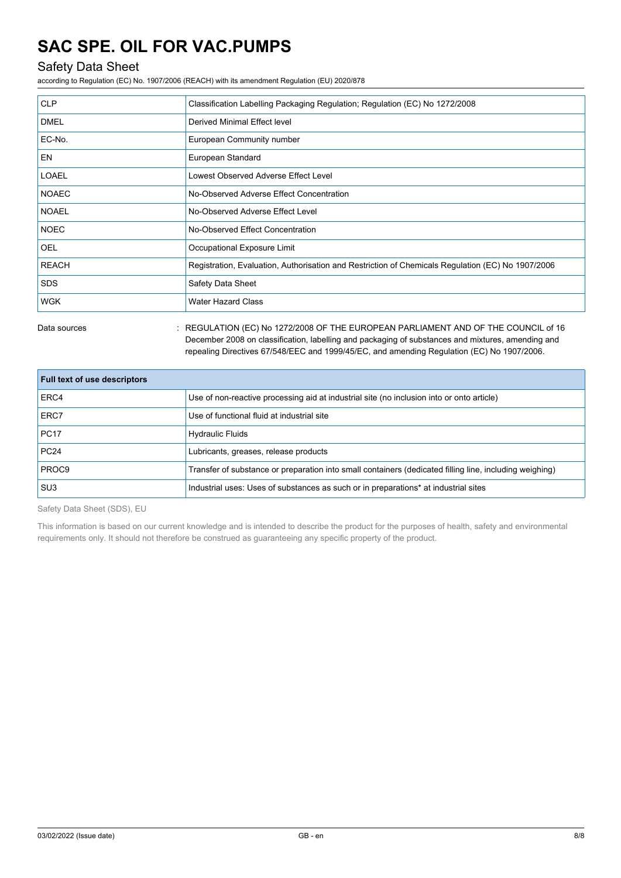| | |
|---|---|
| CLP | Classification Labelling Packaging Regulation; Regulation (EC) No 1272/2008 |
| DMEL | Derived Minimal Effect level |
| EC-No. | European Community number |
| EN | European Standard |
| LOAEL | Lowest Observed Adverse Effect Level |
| NOAEC | No-Observed Adverse Effect Concentration |
| NOAEL | No-Observed Adverse Effect Level |
| NOEC | No-Observed Effect Concentration |
| OEL | Occupational Exposure Limit |
| REACH | Registration, Evaluation, Authorisation and Restriction of Chemicals Regulation (EC) No 1907/2006 |
| SDS | Safety Data Sheet |
| WGK | Water Hazard Class |

Data sources : REGULATION (EC) No 1272/2008 OF THE EUROPEAN PARLIAMENT AND OF THE COUNCIL of 16 December 2008 on classification, labelling and packaging of substances and mixtures, amending and repealing Directives 67/548/EEC and 1999/45/EC, and amending Regulation (EC) No 1907/2006.

| Full text of use descriptors | |
|---|---|
| ERC4 | Use of non-reactive processing aid at industrial site (no inclusion into or onto article) |
| ERC7 | Use of functional fluid at industrial site |
| PC17 | Hydraulic Fluids |
| PC24 | Lubricants, greases, release products |
| PROC9 | Transfer of substance or preparation into small containers (dedicated filling line, including weighing) |
| SU3 | Industrial uses: Uses of substances as such or in preparations* at industrial sites |

Safety Data Sheet (SDS), EU

This information is based on our current knowledge and is intended to describe the product for the purposes of health, safety and environmental requirements only. It should not therefore be construed as guaranteeing any specific property of the product.